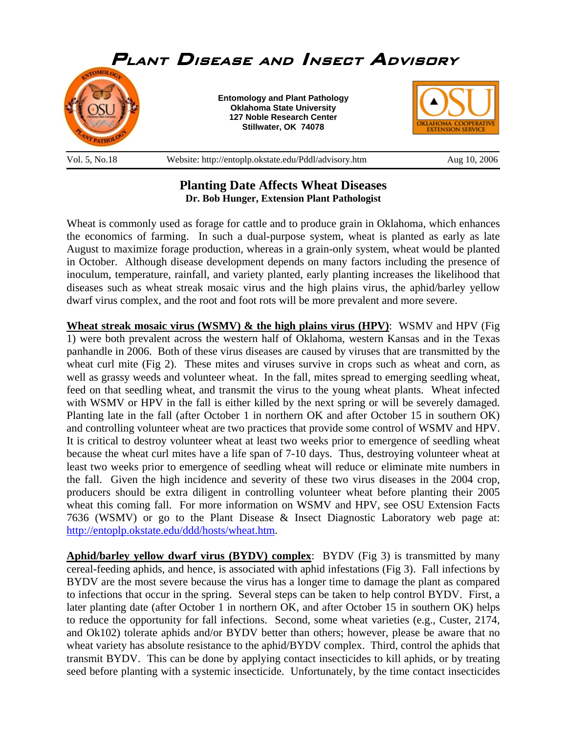# Plant Disease and Insect Advisory

**Entomology and Plant Pathology**
**Oklahoma State University**
**127 Noble Research Center**
**Stillwater, OK 74078**

Vol. 5, No.18 | Website: http://entoplp.okstate.edu/Pddl/advisory.htm | Aug 10, 2006

## Planting Date Affects Wheat Diseases

**Dr. Bob Hunger, Extension Plant Pathologist**

Wheat is commonly used as forage for cattle and to produce grain in Oklahoma, which enhances the economics of farming. In such a dual-purpose system, wheat is planted as early as late August to maximize forage production, whereas in a grain-only system, wheat would be planted in October. Although disease development depends on many factors including the presence of inoculum, temperature, rainfall, and variety planted, early planting increases the likelihood that diseases such as wheat streak mosaic virus and the high plains virus, the aphid/barley yellow dwarf virus complex, and the root and foot rots will be more prevalent and more severe.

**Wheat streak mosaic virus (WSMV) & the high plains virus (HPV)**: WSMV and HPV (Fig 1) were both prevalent across the western half of Oklahoma, western Kansas and in the Texas panhandle in 2006. Both of these virus diseases are caused by viruses that are transmitted by the wheat curl mite (Fig 2). These mites and viruses survive in crops such as wheat and corn, as well as grassy weeds and volunteer wheat. In the fall, mites spread to emerging seedling wheat, feed on that seedling wheat, and transmit the virus to the young wheat plants. Wheat infected with WSMV or HPV in the fall is either killed by the next spring or will be severely damaged. Planting late in the fall (after October 1 in northern OK and after October 15 in southern OK) and controlling volunteer wheat are two practices that provide some control of WSMV and HPV. It is critical to destroy volunteer wheat at least two weeks prior to emergence of seedling wheat because the wheat curl mites have a life span of 7-10 days. Thus, destroying volunteer wheat at least two weeks prior to emergence of seedling wheat will reduce or eliminate mite numbers in the fall. Given the high incidence and severity of these two virus diseases in the 2004 crop, producers should be extra diligent in controlling volunteer wheat before planting their 2005 wheat this coming fall. For more information on WSMV and HPV, see OSU Extension Facts 7636 (WSMV) or go to the Plant Disease & Insect Diagnostic Laboratory web page at: http://entoplp.okstate.edu/ddd/hosts/wheat.htm.

**Aphid/barley yellow dwarf virus (BYDV) complex**: BYDV (Fig 3) is transmitted by many cereal-feeding aphids, and hence, is associated with aphid infestations (Fig 3). Fall infections by BYDV are the most severe because the virus has a longer time to damage the plant as compared to infections that occur in the spring. Several steps can be taken to help control BYDV. First, a later planting date (after October 1 in northern OK, and after October 15 in southern OK) helps to reduce the opportunity for fall infections. Second, some wheat varieties (e.g., Custer, 2174, and Ok102) tolerate aphids and/or BYDV better than others; however, please be aware that no wheat variety has absolute resistance to the aphid/BYDV complex. Third, control the aphids that transmit BYDV. This can be done by applying contact insecticides to kill aphids, or by treating seed before planting with a systemic insecticide. Unfortunately, by the time contact insecticides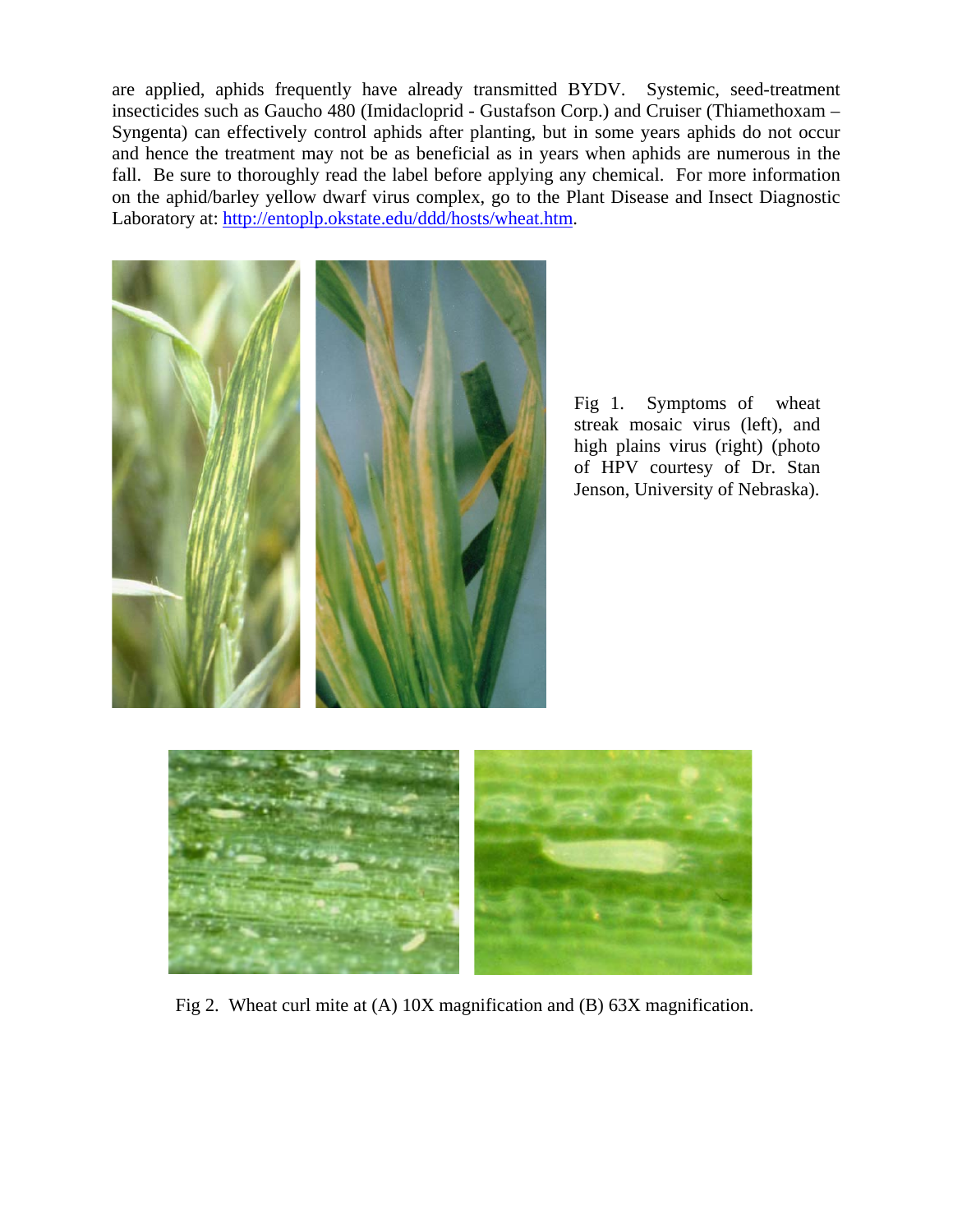are applied, aphids frequently have already transmitted BYDV. Systemic, seed-treatment insecticides such as Gaucho 480 (Imidacloprid - Gustafson Corp.) and Cruiser (Thiamethoxam – Syngenta) can effectively control aphids after planting, but in some years aphids do not occur and hence the treatment may not be as beneficial as in years when aphids are numerous in the fall. Be sure to thoroughly read the label before applying any chemical. For more information on the aphid/barley yellow dwarf virus complex, go to the Plant Disease and Insect Diagnostic Laboratory at: [http://entoplp.okstate.edu/ddd/hosts/wheat.htm](http://entoplp.okstate.edu/ddd/hosts/wheat.htm).

Fig 1. Symptoms of wheat streak mosaic virus (left), and high plains virus (right) (photo of HPV courtesy of Dr. Stan Jenson, University of Nebraska).

Fig 2. Wheat curl mite at (A) 10X magnification and (B) 63X magnification.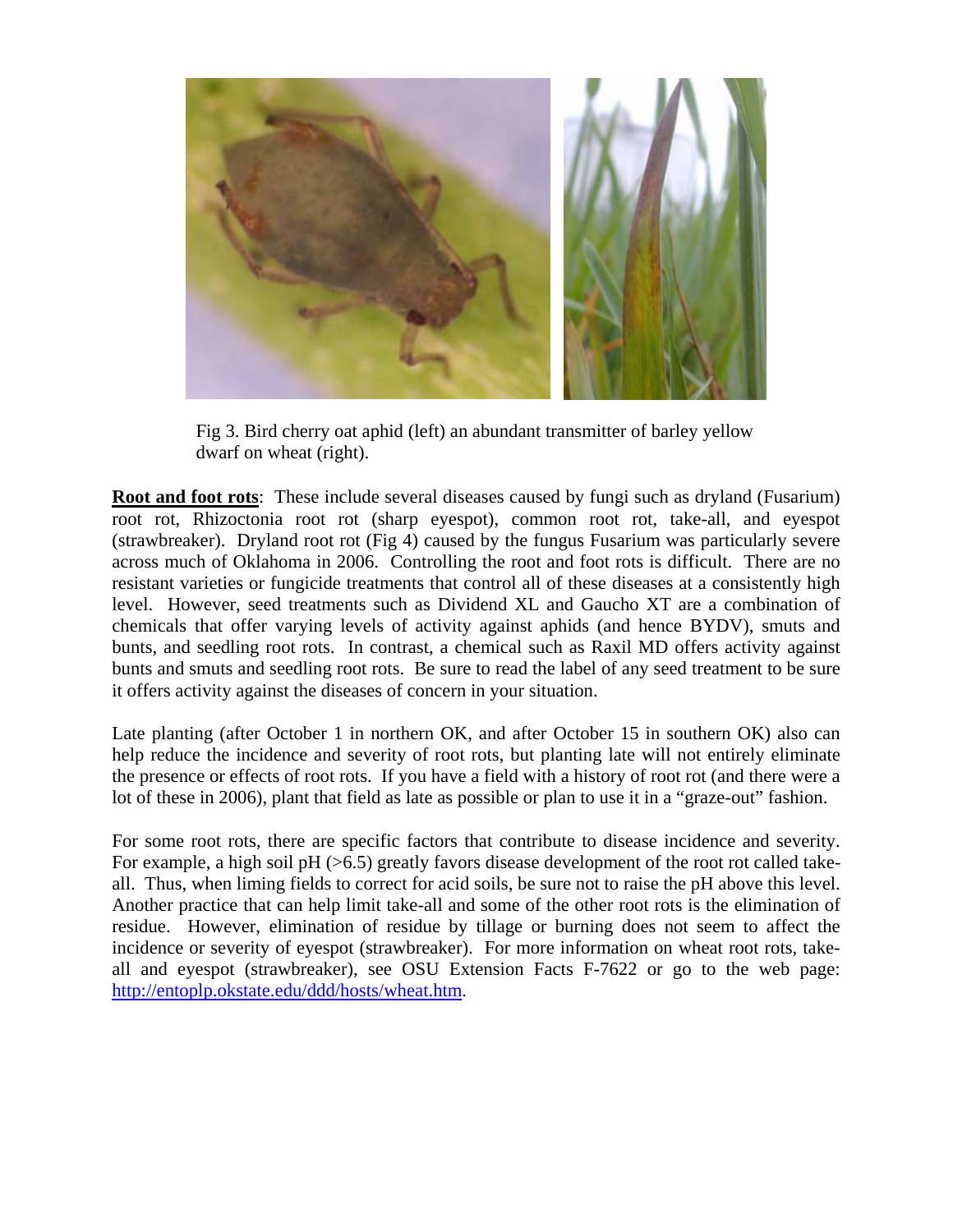Fig 3. Bird cherry oat aphid (left) an abundant transmitter of barley yellow dwarf on wheat (right).

**Root and foot rots**: These include several diseases caused by fungi such as dryland (Fusarium) root rot, Rhizoctonia root rot (sharp eyespot), common root rot, take-all, and eyespot (strawbreaker). Dryland root rot (Fig 4) caused by the fungus Fusarium was particularly severe across much of Oklahoma in 2006. Controlling the root and foot rots is difficult. There are no resistant varieties or fungicide treatments that control all of these diseases at a consistently high level. However, seed treatments such as Dividend XL and Gaucho XT are a combination of chemicals that offer varying levels of activity against aphids (and hence BYDV), smuts and bunts, and seedling root rots. In contrast, a chemical such as Raxil MD offers activity against bunts and smuts and seedling root rots. Be sure to read the label of any seed treatment to be sure it offers activity against the diseases of concern in your situation.

Late planting (after October 1 in northern OK, and after October 15 in southern OK) also can help reduce the incidence and severity of root rots, but planting late will not entirely eliminate the presence or effects of root rots. If you have a field with a history of root rot (and there were a lot of these in 2006), plant that field as late as possible or plan to use it in a "graze-out" fashion.

For some root rots, there are specific factors that contribute to disease incidence and severity. For example, a high soil pH (>6.5) greatly favors disease development of the root rot called take-all. Thus, when liming fields to correct for acid soils, be sure not to raise the pH above this level. Another practice that can help limit take-all and some of the other root rots is the elimination of residue. However, elimination of residue by tillage or burning does not seem to affect the incidence or severity of eyespot (strawbreaker). For more information on wheat root rots, take-all and eyespot (strawbreaker), see OSU Extension Facts F-7622 or go to the web page: [http://entoplp.okstate.edu/ddd/hosts/wheat.htm](http://entoplp.okstate.edu/ddd/hosts/wheat.htm).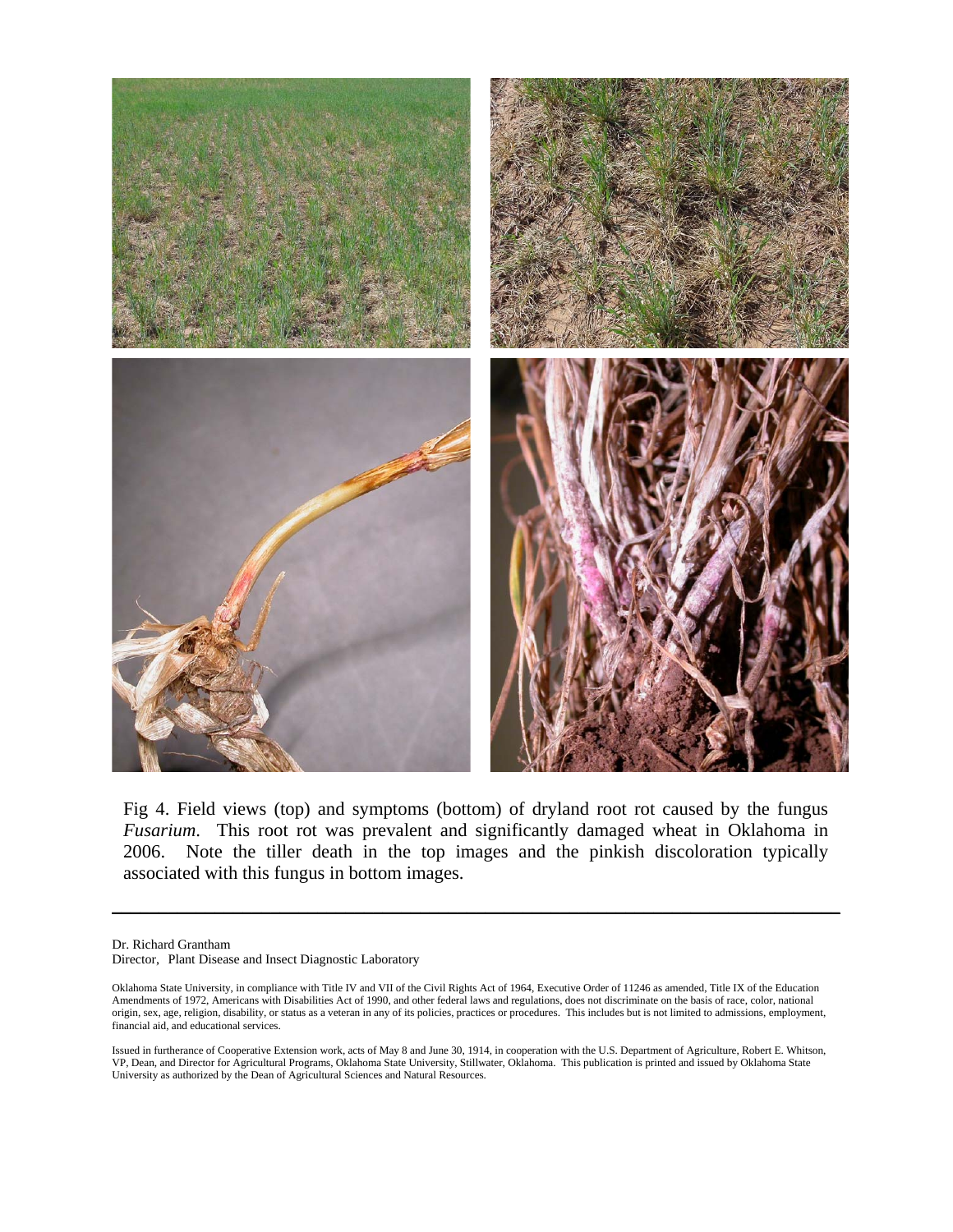Fig 4. Field views (top) and symptoms (bottom) of dryland root rot caused by the fungus *Fusarium*. This root rot was prevalent and significantly damaged wheat in Oklahoma in 2006. Note the tiller death in the top images and the pinkish discoloration typically associated with this fungus in bottom images.

---

Dr. Richard Grantham
Director, Plant Disease and Insect Diagnostic Laboratory

Oklahoma State University, in compliance with Title IV and VII of the Civil Rights Act of 1964, Executive Order of 11246 as amended, Title IX of the Education Amendments of 1972, Americans with Disabilities Act of 1990, and other federal laws and regulations, does not discriminate on the basis of race, color, national origin, sex, age, religion, disability, or status as a veteran in any of its policies, practices or procedures. This includes but is not limited to admissions, employment, financial aid, and educational services.

Issued in furtherance of Cooperative Extension work, acts of May 8 and June 30, 1914, in cooperation with the U.S. Department of Agriculture, Robert E. Whitson, VP, Dean, and Director for Agricultural Programs, Oklahoma State University, Stillwater, Oklahoma. This publication is printed and issued by Oklahoma State University as authorized by the Dean of Agricultural Sciences and Natural Resources.